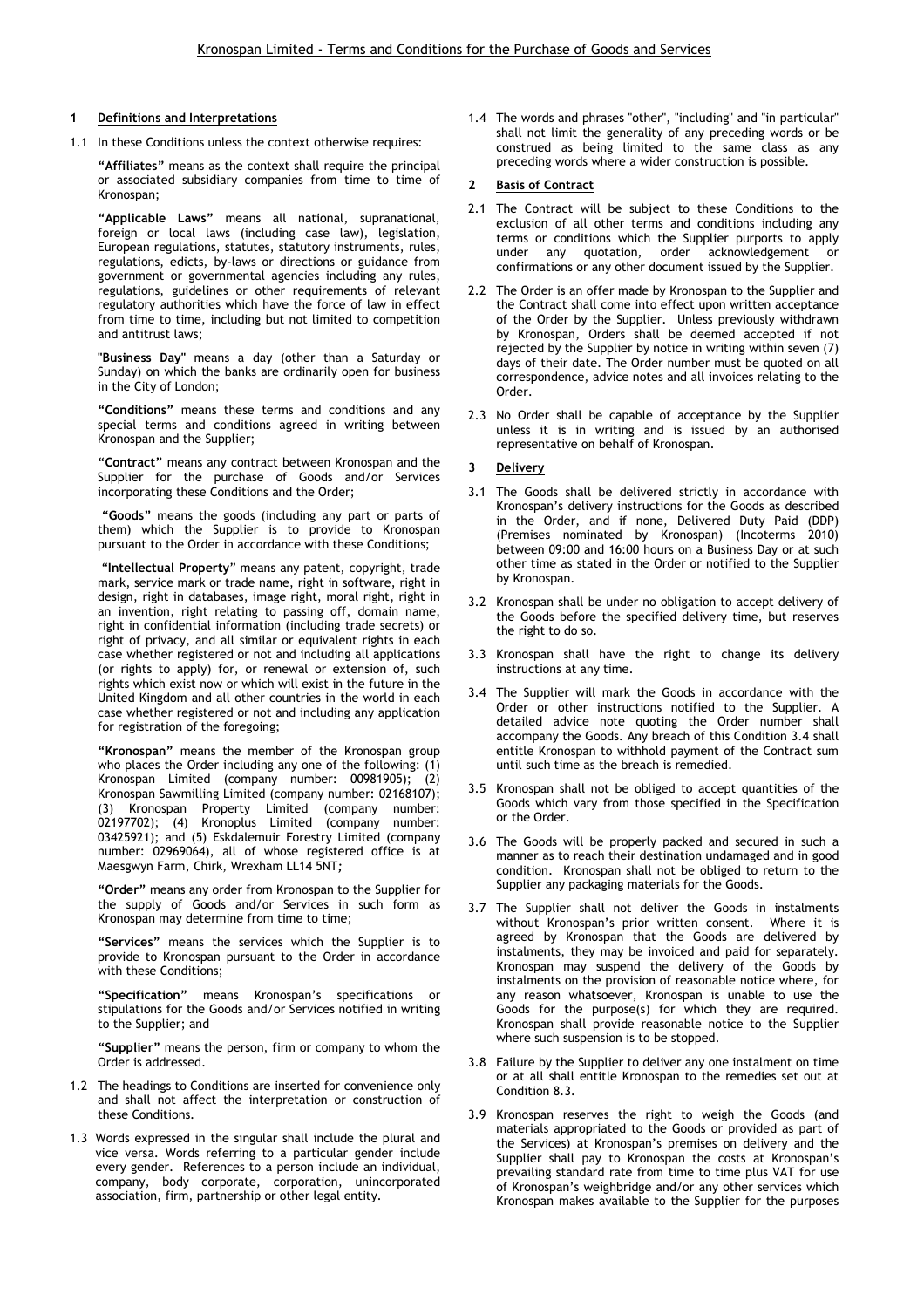# Kronospan Limited - Terms and Conditions for the Purchase of Goods and Services

## 1 Definitions and Interpretations

1.1 In these Conditions unless the context otherwise requires:

**"Affiliates"** means as the context shall require the principal or associated subsidiary companies from time to time of Kronospan;

**"Applicable Laws"** means all national, supranational, foreign or local laws (including case law), legislation, European regulations, statutes, statutory instruments, rules, regulations, edicts, by-laws or directions or guidance from government or governmental agencies including any rules, regulations, guidelines or other requirements of relevant regulatory authorities which have the force of law in effect from time to time, including but not limited to competition and antitrust laws;

**"Business Day"** means a day (other than a Saturday or Sunday) on which the banks are ordinarily open for business in the City of London;

**"Conditions"** means these terms and conditions and any special terms and conditions agreed in writing between Kronospan and the Supplier;

**"Contract"** means any contract between Kronospan and the Supplier for the purchase of Goods and/or Services incorporating these Conditions and the Order;

**"Goods"** means the goods (including any part or parts of them) which the Supplier is to provide to Kronospan pursuant to the Order in accordance with these Conditions;

**"Intellectual Property"** means any patent, copyright, trade mark, service mark or trade name, right in software, right in design, right in databases, image right, moral right, right in an invention, right relating to passing off, domain name, right in confidential information (including trade secrets) or right of privacy, and all similar or equivalent rights in each case whether registered or not and including all applications (or rights to apply) for, or renewal or extension of, such rights which exist now or which will exist in the future in the United Kingdom and all other countries in the world in each case whether registered or not and including any application for registration of the foregoing;

**"Kronospan"** means the member of the Kronospan group who places the Order including any one of the following: (1) Kronospan Limited (company number: 00981905); (2) Kronospan Sawmilling Limited (company number: 02168107); (3) Kronospan Property Limited (company number: 02197702); (4) Kronoplus Limited (company number: 03425921); and (5) Eskdalemuir Forestry Limited (company number: 02969064), all of whose registered office is at Maesgwyn Farm, Chirk, Wrexham LL14 5NT;

**"Order"** means any order from Kronospan to the Supplier for the supply of Goods and/or Services in such form as Kronospan may determine from time to time;

**"Services"** means the services which the Supplier is to provide to Kronospan pursuant to the Order in accordance with these Conditions;

**"Specification"** means Kronospan's specifications or stipulations for the Goods and/or Services notified in writing to the Supplier; and

**"Supplier"** means the person, firm or company to whom the Order is addressed.

1.2 The headings to Conditions are inserted for convenience only and shall not affect the interpretation or construction of these Conditions.

1.3 Words expressed in the singular shall include the plural and vice versa. Words referring to a particular gender include every gender. References to a person include an individual, company, body corporate, corporation, unincorporated association, firm, partnership or other legal entity.

1.4 The words and phrases "other", "including" and "in particular" shall not limit the generality of any preceding words or be construed as being limited to the same class as any preceding words where a wider construction is possible.

## 2 Basis of Contract

2.1 The Contract will be subject to these Conditions to the exclusion of all other terms and conditions including any terms or conditions which the Supplier purports to apply under any quotation, order acknowledgement or confirmations or any other document issued by the Supplier.

2.2 The Order is an offer made by Kronospan to the Supplier and the Contract shall come into effect upon written acceptance of the Order by the Supplier. Unless previously withdrawn by Kronospan, Orders shall be deemed accepted if not rejected by the Supplier by notice in writing within seven (7) days of their date. The Order number must be quoted on all correspondence, advice notes and all invoices relating to the Order.

2.3 No Order shall be capable of acceptance by the Supplier unless it is in writing and is issued by an authorised representative on behalf of Kronospan.

## 3 Delivery

3.1 The Goods shall be delivered strictly in accordance with Kronospan's delivery instructions for the Goods as described in the Order, and if none, Delivered Duty Paid (DDP) (Premises nominated by Kronospan) (Incoterms 2010) between 09:00 and 16:00 hours on a Business Day or at such other time as stated in the Order or notified to the Supplier by Kronospan.

3.2 Kronospan shall be under no obligation to accept delivery of the Goods before the specified delivery time, but reserves the right to do so.

3.3 Kronospan shall have the right to change its delivery instructions at any time.

3.4 The Supplier will mark the Goods in accordance with the Order or other instructions notified to the Supplier. A detailed advice note quoting the Order number shall accompany the Goods. Any breach of this Condition 3.4 shall entitle Kronospan to withhold payment of the Contract sum until such time as the breach is remedied.

3.5 Kronospan shall not be obliged to accept quantities of the Goods which vary from those specified in the Specification or the Order.

3.6 The Goods will be properly packed and secured in such a manner as to reach their destination undamaged and in good condition. Kronospan shall not be obliged to return to the Supplier any packaging materials for the Goods.

3.7 The Supplier shall not deliver the Goods in instalments without Kronospan's prior written consent. Where it is agreed by Kronospan that the Goods are delivered by instalments, they may be invoiced and paid for separately. Kronospan may suspend the delivery of the Goods by instalments on the provision of reasonable notice where, for any reason whatsoever, Kronospan is unable to use the Goods for the purpose(s) for which they are required. Kronospan shall provide reasonable notice to the Supplier where such suspension is to be stopped.

3.8 Failure by the Supplier to deliver any one instalment on time or at all shall entitle Kronospan to the remedies set out at Condition 8.3.

3.9 Kronospan reserves the right to weigh the Goods (and materials appropriated to the Goods or provided as part of the Services) at Kronospan's premises on delivery and the Supplier shall pay to Kronospan the costs at Kronospan's prevailing standard rate from time to time plus VAT for use of Kronospan's weighbridge and/or any other services which Kronospan makes available to the Supplier for the purposes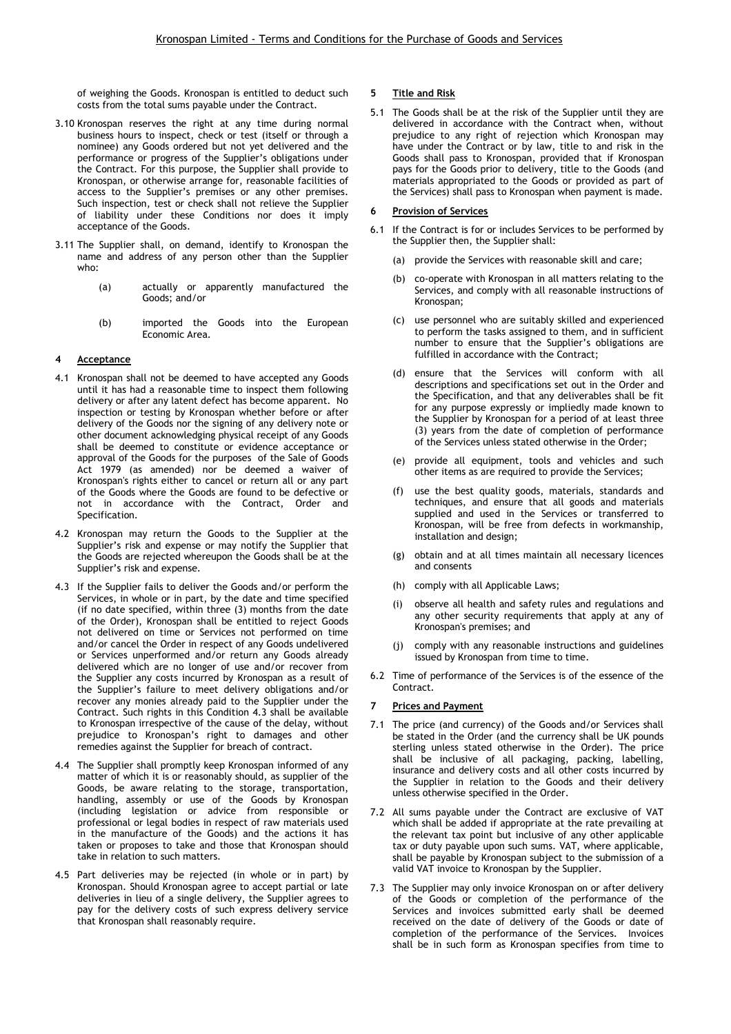of weighing the Goods. Kronospan is entitled to deduct such costs from the total sums payable under the Contract.

3.10 Kronospan reserves the right at any time during normal business hours to inspect, check or test (itself or through a nominee) any Goods ordered but not yet delivered and the performance or progress of the Supplier's obligations under the Contract. For this purpose, the Supplier shall provide to Kronospan, or otherwise arrange for, reasonable facilities of access to the Supplier's premises or any other premises. Such inspection, test or check shall not relieve the Supplier of liability under these Conditions nor does it imply acceptance of the Goods.

3.11 The Supplier shall, on demand, identify to Kronospan the name and address of any person other than the Supplier who:

(a) actually or apparently manufactured the Goods; and/or

(b) imported the Goods into the European Economic Area.

## 4 Acceptance

4.1 Kronospan shall not be deemed to have accepted any Goods until it has had a reasonable time to inspect them following delivery or after any latent defect has become apparent. No inspection or testing by Kronospan whether before or after delivery of the Goods nor the signing of any delivery note or other document acknowledging physical receipt of any Goods shall be deemed to constitute or evidence acceptance or approval of the Goods for the purposes of the Sale of Goods Act 1979 (as amended) nor be deemed a waiver of Kronospan's rights either to cancel or return all or any part of the Goods where the Goods are found to be defective or not in accordance with the Contract, Order and Specification.

4.2 Kronospan may return the Goods to the Supplier at the Supplier's risk and expense or may notify the Supplier that the Goods are rejected whereupon the Goods shall be at the Supplier's risk and expense.

4.3 If the Supplier fails to deliver the Goods and/or perform the Services, in whole or in part, by the date and time specified (if no date specified, within three (3) months from the date of the Order), Kronospan shall be entitled to reject Goods not delivered on time or Services not performed on time and/or cancel the Order in respect of any Goods undelivered or Services unperformed and/or return any Goods already delivered which are no longer of use and/or recover from the Supplier any costs incurred by Kronospan as a result of the Supplier's failure to meet delivery obligations and/or recover any monies already paid to the Supplier under the Contract. Such rights in this Condition 4.3 shall be available to Kronospan irrespective of the cause of the delay, without prejudice to Kronospan's right to damages and other remedies against the Supplier for breach of contract.

4.4 The Supplier shall promptly keep Kronospan informed of any matter of which it is or reasonably should, as supplier of the Goods, be aware relating to the storage, transportation, handling, assembly or use of the Goods by Kronospan (including legislation or advice from responsible or professional or legal bodies in respect of raw materials used in the manufacture of the Goods) and the actions it has taken or proposes to take and those that Kronospan should take in relation to such matters.

4.5 Part deliveries may be rejected (in whole or in part) by Kronospan. Should Kronospan agree to accept partial or late deliveries in lieu of a single delivery, the Supplier agrees to pay for the delivery costs of such express delivery service that Kronospan shall reasonably require.

## 5 Title and Risk

5.1 The Goods shall be at the risk of the Supplier until they are delivered in accordance with the Contract when, without prejudice to any right of rejection which Kronospan may have under the Contract or by law, title to and risk in the Goods shall pass to Kronospan, provided that if Kronospan pays for the Goods prior to delivery, title to the Goods (and materials appropriated to the Goods or provided as part of the Services) shall pass to Kronospan when payment is made.

## 6 Provision of Services

6.1 If the Contract is for or includes Services to be performed by the Supplier then, the Supplier shall:

(a) provide the Services with reasonable skill and care;

(b) co-operate with Kronospan in all matters relating to the Services, and comply with all reasonable instructions of Kronospan;

(c) use personnel who are suitably skilled and experienced to perform the tasks assigned to them, and in sufficient number to ensure that the Supplier's obligations are fulfilled in accordance with the Contract;

(d) ensure that the Services will conform with all descriptions and specifications set out in the Order and the Specification, and that any deliverables shall be fit for any purpose expressly or impliedly made known to the Supplier by Kronospan for a period of at least three (3) years from the date of completion of performance of the Services unless stated otherwise in the Order;

(e) provide all equipment, tools and vehicles and such other items as are required to provide the Services;

(f) use the best quality goods, materials, standards and techniques, and ensure that all goods and materials supplied and used in the Services or transferred to Kronospan, will be free from defects in workmanship, installation and design;

(g) obtain and at all times maintain all necessary licences and consents

(h) comply with all Applicable Laws;

(i) observe all health and safety rules and regulations and any other security requirements that apply at any of Kronospan's premises; and

(j) comply with any reasonable instructions and guidelines issued by Kronospan from time to time.

6.2 Time of performance of the Services is of the essence of the Contract.

## 7 Prices and Payment

7.1 The price (and currency) of the Goods and/or Services shall be stated in the Order (and the currency shall be UK pounds sterling unless stated otherwise in the Order). The price shall be inclusive of all packaging, packing, labelling, insurance and delivery costs and all other costs incurred by the Supplier in relation to the Goods and their delivery unless otherwise specified in the Order.

7.2 All sums payable under the Contract are exclusive of VAT which shall be added if appropriate at the rate prevailing at the relevant tax point but inclusive of any other applicable tax or duty payable upon such sums. VAT, where applicable, shall be payable by Kronospan subject to the submission of a valid VAT invoice to Kronospan by the Supplier.

7.3 The Supplier may only invoice Kronospan on or after delivery of the Goods or completion of the performance of the Services and invoices submitted early shall be deemed received on the date of delivery of the Goods or date of completion of the performance of the Services. Invoices shall be in such form as Kronospan specifies from time to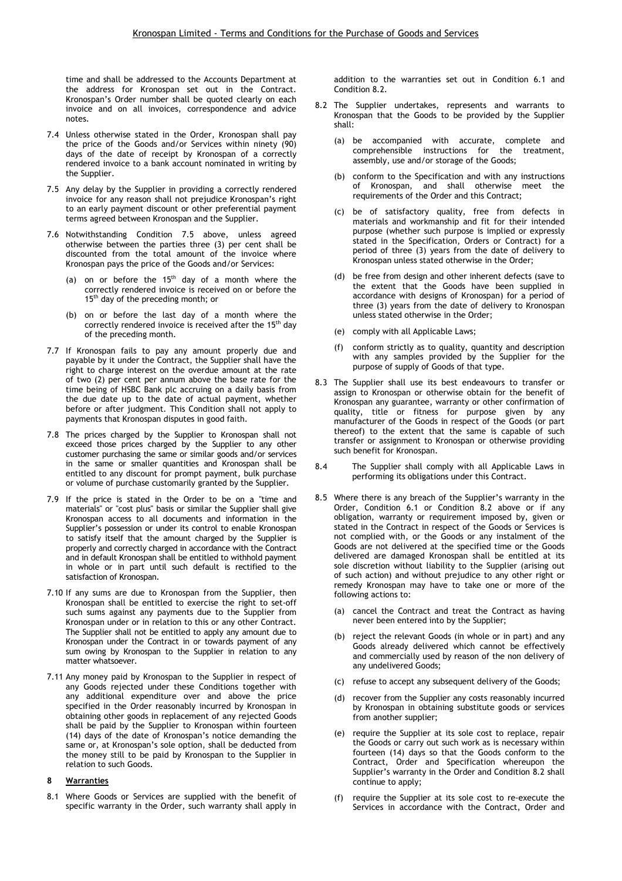time and shall be addressed to the Accounts Department at the address for Kronospan set out in the Contract. Kronospan's Order number shall be quoted clearly on each invoice and on all invoices, correspondence and advice notes.

7.4 Unless otherwise stated in the Order, Kronospan shall pay the price of the Goods and/or Services within ninety (90) days of the date of receipt by Kronospan of a correctly rendered invoice to a bank account nominated in writing by the Supplier.

7.5 Any delay by the Supplier in providing a correctly rendered invoice for any reason shall not prejudice Kronospan's right to an early payment discount or other preferential payment terms agreed between Kronospan and the Supplier.

7.6 Notwithstanding Condition 7.5 above, unless agreed otherwise between the parties three (3) per cent shall be discounted from the total amount of the invoice where Kronospan pays the price of the Goods and/or Services:

(a) on or before the 15th day of a month where the correctly rendered invoice is received on or before the 15th day of the preceding month; or

(b) on or before the last day of a month where the correctly rendered invoice is received after the 15th day of the preceding month.

7.7 If Kronospan fails to pay any amount properly due and payable by it under the Contract, the Supplier shall have the right to charge interest on the overdue amount at the rate of two (2) per cent per annum above the base rate for the time being of HSBC Bank plc accruing on a daily basis from the due date up to the date of actual payment, whether before or after judgment. This Condition shall not apply to payments that Kronospan disputes in good faith.

7.8 The prices charged by the Supplier to Kronospan shall not exceed those prices charged by the Supplier to any other customer purchasing the same or similar goods and/or services in the same or smaller quantities and Kronospan shall be entitled to any discount for prompt payment, bulk purchase or volume of purchase customarily granted by the Supplier.

7.9 If the price is stated in the Order to be on a "time and materials" or "cost plus" basis or similar the Supplier shall give Kronospan access to all documents and information in the Supplier's possession or under its control to enable Kronospan to satisfy itself that the amount charged by the Supplier is properly and correctly charged in accordance with the Contract and in default Kronospan shall be entitled to withhold payment in whole or in part until such default is rectified to the satisfaction of Kronospan.

7.10 If any sums are due to Kronospan from the Supplier, then Kronospan shall be entitled to exercise the right to set-off such sums against any payments due to the Supplier from Kronospan under or in relation to this or any other Contract. The Supplier shall not be entitled to apply any amount due to Kronospan under the Contract in or towards payment of any sum owing by Kronospan to the Supplier in relation to any matter whatsoever.

7.11 Any money paid by Kronospan to the Supplier in respect of any Goods rejected under these Conditions together with any additional expenditure over and above the price specified in the Order reasonably incurred by Kronospan in obtaining other goods in replacement of any rejected Goods shall be paid by the Supplier to Kronospan within fourteen (14) days of the date of Kronospan's notice demanding the same or, at Kronospan's sole option, shall be deducted from the money still to be paid by Kronospan to the Supplier in relation to such Goods.

## 8 Warranties

8.1 Where Goods or Services are supplied with the benefit of specific warranty in the Order, such warranty shall apply in addition to the warranties set out in Condition 6.1 and Condition 8.2.

8.2 The Supplier undertakes, represents and warrants to Kronospan that the Goods to be provided by the Supplier shall:

(a) be accompanied with accurate, complete and comprehensible instructions for the treatment, assembly, use and/or storage of the Goods;

(b) conform to the Specification and with any instructions of Kronospan, and shall otherwise meet the requirements of the Order and this Contract;

(c) be of satisfactory quality, free from defects in materials and workmanship and fit for their intended purpose (whether such purpose is implied or expressly stated in the Specification, Orders or Contract) for a period of three (3) years from the date of delivery to Kronospan unless stated otherwise in the Order;

(d) be free from design and other inherent defects (save to the extent that the Goods have been supplied in accordance with designs of Kronospan) for a period of three (3) years from the date of delivery to Kronospan unless stated otherwise in the Order;

(e) comply with all Applicable Laws;

(f) conform strictly as to quality, quantity and description with any samples provided by the Supplier for the purpose of supply of Goods of that type.

8.3 The Supplier shall use its best endeavours to transfer or assign to Kronospan or otherwise obtain for the benefit of Kronospan any guarantee, warranty or other confirmation of quality, title or fitness for purpose given by any manufacturer of the Goods in respect of the Goods (or part thereof) to the extent that the same is capable of such transfer or assignment to Kronospan or otherwise providing such benefit for Kronospan.

8.4 The Supplier shall comply with all Applicable Laws in performing its obligations under this Contract.

8.5 Where there is any breach of the Supplier's warranty in the Order, Condition 6.1 or Condition 8.2 above or if any obligation, warranty or requirement imposed by, given or stated in the Contract in respect of the Goods or Services is not complied with, or the Goods or any instalment of the Goods are not delivered at the specified time or the Goods delivered are damaged Kronospan shall be entitled at its sole discretion without liability to the Supplier (arising out of such action) and without prejudice to any other right or remedy Kronospan may have to take one or more of the following actions to:

(a) cancel the Contract and treat the Contract as having never been entered into by the Supplier;

(b) reject the relevant Goods (in whole or in part) and any Goods already delivered which cannot be effectively and commercially used by reason of the non delivery of any undelivered Goods;

(c) refuse to accept any subsequent delivery of the Goods;

(d) recover from the Supplier any costs reasonably incurred by Kronospan in obtaining substitute goods or services from another supplier;

(e) require the Supplier at its sole cost to replace, repair the Goods or carry out such work as is necessary within fourteen (14) days so that the Goods conform to the Contract, Order and Specification whereupon the Supplier's warranty in the Order and Condition 8.2 shall continue to apply;

(f) require the Supplier at its sole cost to re-execute the Services in accordance with the Contract, Order and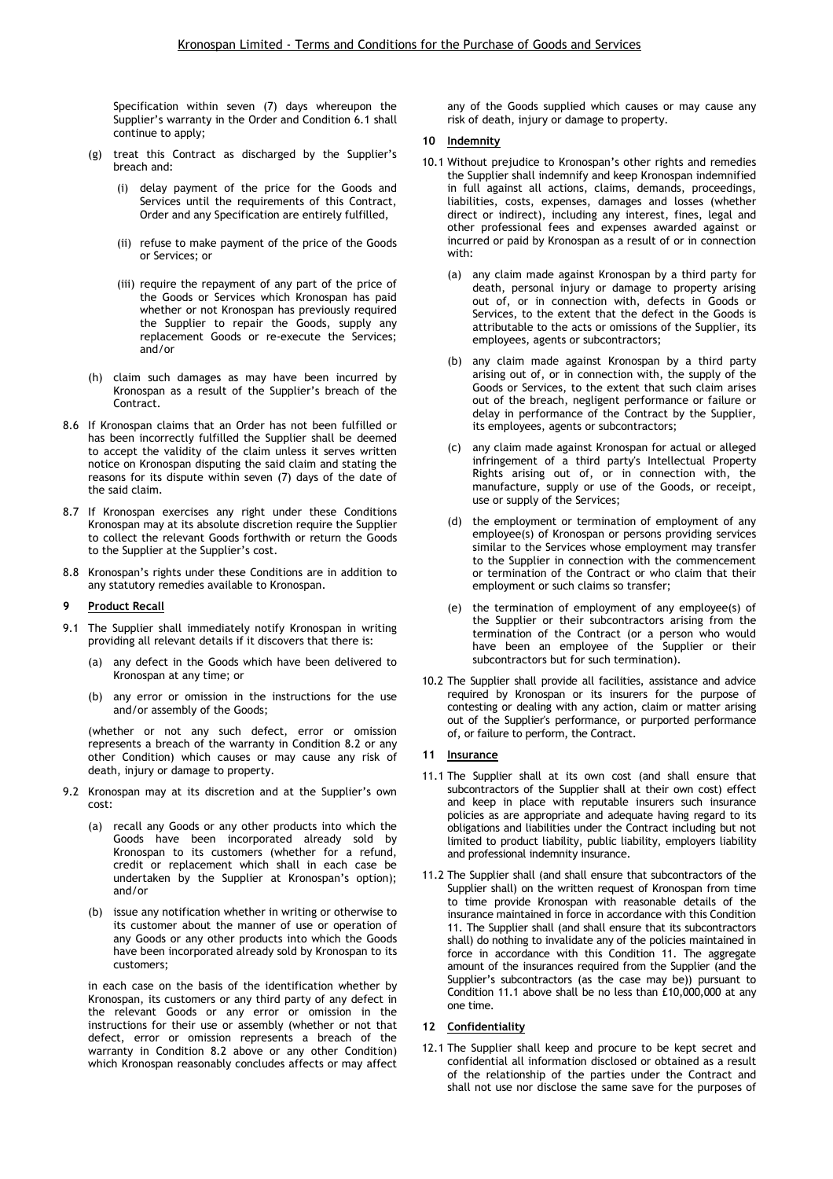Specification within seven (7) days whereupon the Supplier's warranty in the Order and Condition 6.1 shall continue to apply;

(g) treat this Contract as discharged by the Supplier's breach and:

(i) delay payment of the price for the Goods and Services until the requirements of this Contract, Order and any Specification are entirely fulfilled,

(ii) refuse to make payment of the price of the Goods or Services; or

(iii) require the repayment of any part of the price of the Goods or Services which Kronospan has paid whether or not Kronospan has previously required the Supplier to repair the Goods, supply any replacement Goods or re-execute the Services; and/or

(h) claim such damages as may have been incurred by Kronospan as a result of the Supplier's breach of the Contract.

8.6 If Kronospan claims that an Order has not been fulfilled or has been incorrectly fulfilled the Supplier shall be deemed to accept the validity of the claim unless it serves written notice on Kronospan disputing the said claim and stating the reasons for its dispute within seven (7) days of the date of the said claim.

8.7 If Kronospan exercises any right under these Conditions Kronospan may at its absolute discretion require the Supplier to collect the relevant Goods forthwith or return the Goods to the Supplier at the Supplier's cost.

8.8 Kronospan's rights under these Conditions are in addition to any statutory remedies available to Kronospan.

## 9 Product Recall

9.1 The Supplier shall immediately notify Kronospan in writing providing all relevant details if it discovers that there is:

(a) any defect in the Goods which have been delivered to Kronospan at any time; or

(b) any error or omission in the instructions for the use and/or assembly of the Goods;

(whether or not any such defect, error or omission represents a breach of the warranty in Condition 8.2 or any other Condition) which causes or may cause any risk of death, injury or damage to property.

9.2 Kronospan may at its discretion and at the Supplier's own cost:

(a) recall any Goods or any other products into which the Goods have been incorporated already sold by Kronospan to its customers (whether for a refund, credit or replacement which shall in each case be undertaken by the Supplier at Kronospan's option); and/or

(b) issue any notification whether in writing or otherwise to its customer about the manner of use or operation of any Goods or any other products into which the Goods have been incorporated already sold by Kronospan to its customers;

in each case on the basis of the identification whether by Kronospan, its customers or any third party of any defect in the relevant Goods or any error or omission in the instructions for their use or assembly (whether or not that defect, error or omission represents a breach of the warranty in Condition 8.2 above or any other Condition) which Kronospan reasonably concludes affects or may affect any of the Goods supplied which causes or may cause any risk of death, injury or damage to property.

## 10 Indemnity

10.1 Without prejudice to Kronospan's other rights and remedies the Supplier shall indemnify and keep Kronospan indemnified in full against all actions, claims, demands, proceedings, liabilities, costs, expenses, damages and losses (whether direct or indirect), including any interest, fines, legal and other professional fees and expenses awarded against or incurred or paid by Kronospan as a result of or in connection with:

(a) any claim made against Kronospan by a third party for death, personal injury or damage to property arising out of, or in connection with, defects in Goods or Services, to the extent that the defect in the Goods is attributable to the acts or omissions of the Supplier, its employees, agents or subcontractors;

(b) any claim made against Kronospan by a third party arising out of, or in connection with, the supply of the Goods or Services, to the extent that such claim arises out of the breach, negligent performance or failure or delay in performance of the Contract by the Supplier, its employees, agents or subcontractors;

(c) any claim made against Kronospan for actual or alleged infringement of a third party's Intellectual Property Rights arising out of, or in connection with, the manufacture, supply or use of the Goods, or receipt, use or supply of the Services;

(d) the employment or termination of employment of any employee(s) of Kronospan or persons providing services similar to the Services whose employment may transfer to the Supplier in connection with the commencement or termination of the Contract or who claim that their employment or such claims so transfer;

(e) the termination of employment of any employee(s) of the Supplier or their subcontractors arising from the termination of the Contract (or a person who would have been an employee of the Supplier or their subcontractors but for such termination).

10.2 The Supplier shall provide all facilities, assistance and advice required by Kronospan or its insurers for the purpose of contesting or dealing with any action, claim or matter arising out of the Supplier's performance, or purported performance of, or failure to perform, the Contract.

## 11 Insurance

11.1 The Supplier shall at its own cost (and shall ensure that subcontractors of the Supplier shall at their own cost) effect and keep in place with reputable insurers such insurance policies as are appropriate and adequate having regard to its obligations and liabilities under the Contract including but not limited to product liability, public liability, employers liability and professional indemnity insurance.

11.2 The Supplier shall (and shall ensure that subcontractors of the Supplier shall) on the written request of Kronospan from time to time provide Kronospan with reasonable details of the insurance maintained in force in accordance with this Condition 11. The Supplier shall (and shall ensure that its subcontractors shall) do nothing to invalidate any of the policies maintained in force in accordance with this Condition 11. The aggregate amount of the insurances required from the Supplier (and the Supplier's subcontractors (as the case may be)) pursuant to Condition 11.1 above shall be no less than £10,000,000 at any one time.

## 12 Confidentiality

12.1 The Supplier shall keep and procure to be kept secret and confidential all information disclosed or obtained as a result of the relationship of the parties under the Contract and shall not use nor disclose the same save for the purposes of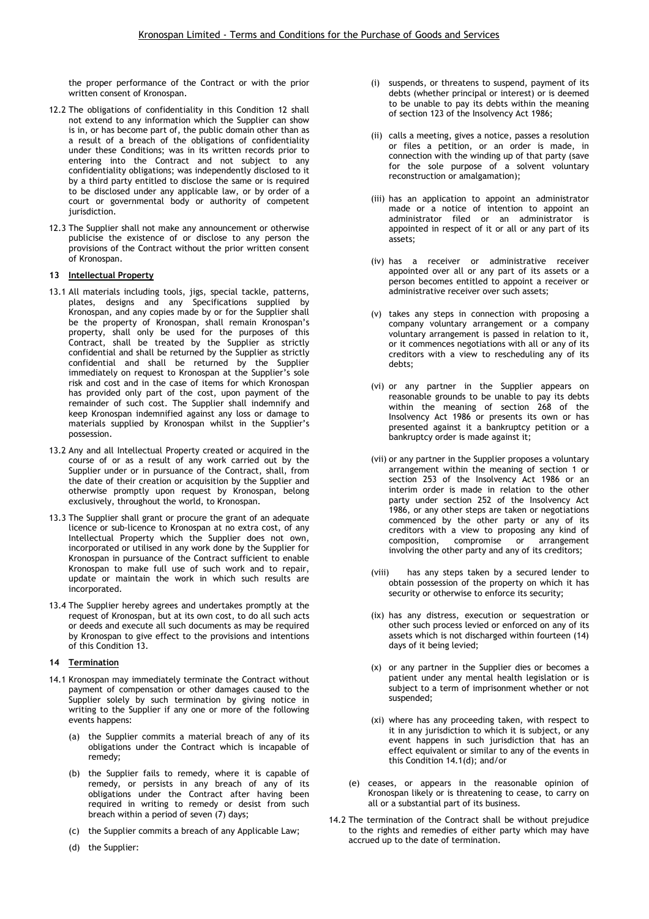the proper performance of the Contract or with the prior written consent of Kronospan.

12.2 The obligations of confidentiality in this Condition 12 shall not extend to any information which the Supplier can show is in, or has become part of, the public domain other than as a result of a breach of the obligations of confidentiality under these Conditions; was in its written records prior to entering into the Contract and not subject to any confidentiality obligations; was independently disclosed to it by a third party entitled to disclose the same or is required to be disclosed under any applicable law, or by order of a court or governmental body or authority of competent jurisdiction.

12.3 The Supplier shall not make any announcement or otherwise publicise the existence of or disclose to any person the provisions of the Contract without the prior written consent of Kronospan.

## 13 Intellectual Property

13.1 All materials including tools, jigs, special tackle, patterns, plates, designs and any Specifications supplied by Kronospan, and any copies made by or for the Supplier shall be the property of Kronospan, shall remain Kronospan's property, shall only be used for the purposes of this Contract, shall be treated by the Supplier as strictly confidential and shall be returned by the Supplier as strictly confidential and shall be returned by the Supplier immediately on request to Kronospan at the Supplier's sole risk and cost and in the case of items for which Kronospan has provided only part of the cost, upon payment of the remainder of such cost. The Supplier shall indemnify and keep Kronospan indemnified against any loss or damage to materials supplied by Kronospan whilst in the Supplier's possession.

13.2 Any and all Intellectual Property created or acquired in the course of or as a result of any work carried out by the Supplier under or in pursuance of the Contract, shall, from the date of their creation or acquisition by the Supplier and otherwise promptly upon request by Kronospan, belong exclusively, throughout the world, to Kronospan.

13.3 The Supplier shall grant or procure the grant of an adequate licence or sub-licence to Kronospan at no extra cost, of any Intellectual Property which the Supplier does not own, incorporated or utilised in any work done by the Supplier for Kronospan in pursuance of the Contract sufficient to enable Kronospan to make full use of such work and to repair, update or maintain the work in which such results are incorporated.

13.4 The Supplier hereby agrees and undertakes promptly at the request of Kronospan, but at its own cost, to do all such acts or deeds and execute all such documents as may be required by Kronospan to give effect to the provisions and intentions of this Condition 13.

## 14 Termination

14.1 Kronospan may immediately terminate the Contract without payment of compensation or other damages caused to the Supplier solely by such termination by giving notice in writing to the Supplier if any one or more of the following events happens:

(a) the Supplier commits a material breach of any of its obligations under the Contract which is incapable of remedy;

(b) the Supplier fails to remedy, where it is capable of remedy, or persists in any breach of any of its obligations under the Contract after having been required in writing to remedy or desist from such breach within a period of seven (7) days;

(c) the Supplier commits a breach of any Applicable Law;

(d) the Supplier:

(i) suspends, or threatens to suspend, payment of its debts (whether principal or interest) or is deemed to be unable to pay its debts within the meaning of section 123 of the Insolvency Act 1986;

(ii) calls a meeting, gives a notice, passes a resolution or files a petition, or an order is made, in connection with the winding up of that party (save for the sole purpose of a solvent voluntary reconstruction or amalgamation);

(iii) has an application to appoint an administrator made or a notice of intention to appoint an administrator filed or an administrator is appointed in respect of it or all or any part of its assets;

(iv) has a receiver or administrative receiver appointed over all or any part of its assets or a person becomes entitled to appoint a receiver or administrative receiver over such assets;

(v) takes any steps in connection with proposing a company voluntary arrangement or a company voluntary arrangement is passed in relation to it, or it commences negotiations with all or any of its creditors with a view to rescheduling any of its debts;

(vi) or any partner in the Supplier appears on reasonable grounds to be unable to pay its debts within the meaning of section 268 of the Insolvency Act 1986 or presents its own or has presented against it a bankruptcy petition or a bankruptcy order is made against it;

(vii) or any partner in the Supplier proposes a voluntary arrangement within the meaning of section 1 or section 253 of the Insolvency Act 1986 or an interim order is made in relation to the other party under section 252 of the Insolvency Act 1986, or any other steps are taken or negotiations commenced by the other party or any of its creditors with a view to proposing any kind of composition, compromise or arrangement involving the other party and any of its creditors;

(viii) has any steps taken by a secured lender to obtain possession of the property on which it has security or otherwise to enforce its security;

(ix) has any distress, execution or sequestration or other such process levied or enforced on any of its assets which is not discharged within fourteen (14) days of it being levied;

(x) or any partner in the Supplier dies or becomes a patient under any mental health legislation or is subject to a term of imprisonment whether or not suspended;

(xi) where has any proceeding taken, with respect to it in any jurisdiction to which it is subject, or any event happens in such jurisdiction that has an effect equivalent or similar to any of the events in this Condition 14.1(d); and/or

(e) ceases, or appears in the reasonable opinion of Kronospan likely or is threatening to cease, to carry on all or a substantial part of its business.

14.2 The termination of the Contract shall be without prejudice to the rights and remedies of either party which may have accrued up to the date of termination.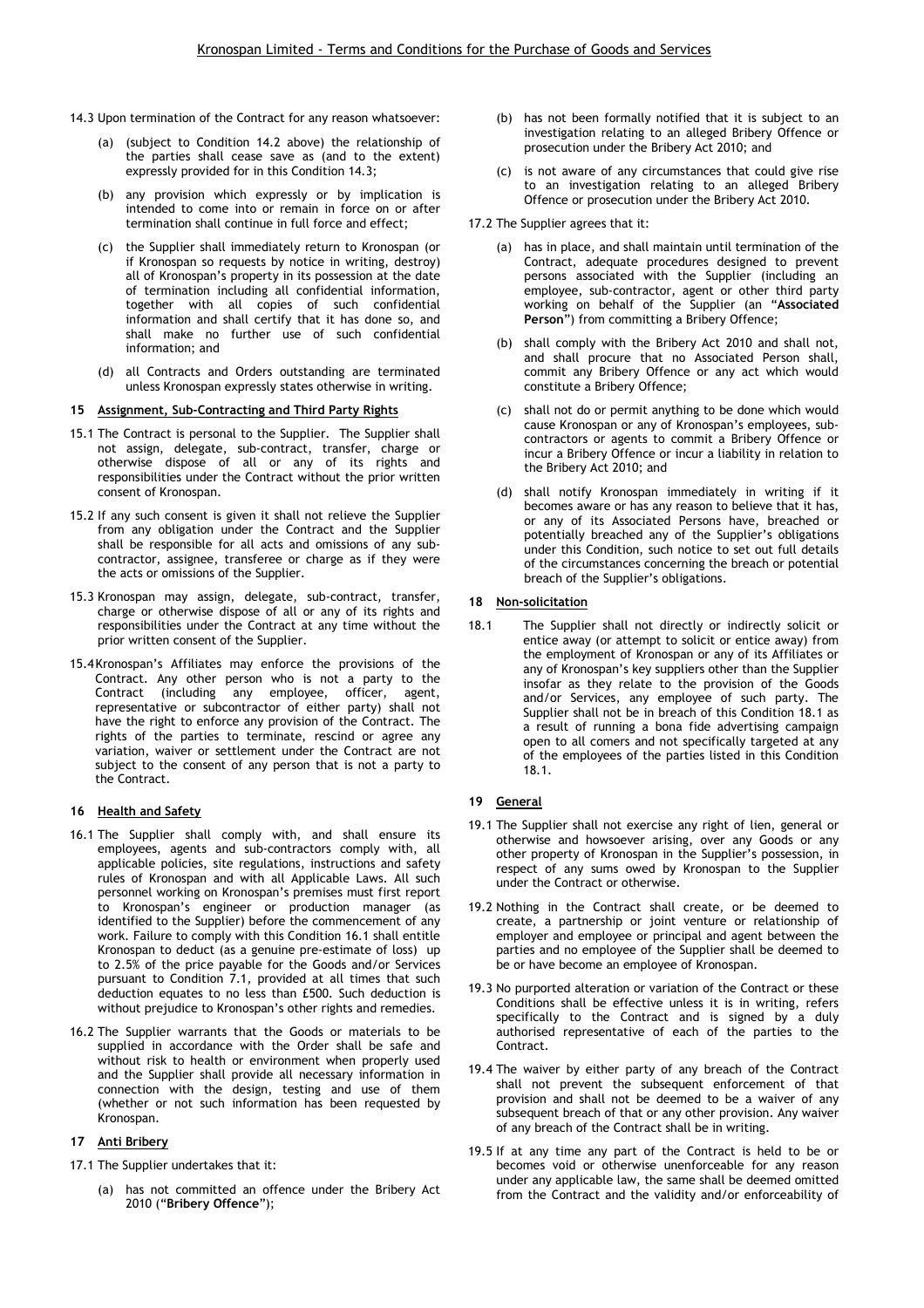14.3 Upon termination of the Contract for any reason whatsoever:

(a) (subject to Condition 14.2 above) the relationship of the parties shall cease save as (and to the extent) expressly provided for in this Condition 14.3;

(b) any provision which expressly or by implication is intended to come into or remain in force on or after termination shall continue in full force and effect;

(c) the Supplier shall immediately return to Kronospan (or if Kronospan so requests by notice in writing, destroy) all of Kronospan's property in its possession at the date of termination including all confidential information, together with all copies of such confidential information and shall certify that it has done so, and shall make no further use of such confidential information; and

(d) all Contracts and Orders outstanding are terminated unless Kronospan expressly states otherwise in writing.

## 15 Assignment, Sub-Contracting and Third Party Rights

15.1 The Contract is personal to the Supplier. The Supplier shall not assign, delegate, sub-contract, transfer, charge or otherwise dispose of all or any of its rights and responsibilities under the Contract without the prior written consent of Kronospan.

15.2 If any such consent is given it shall not relieve the Supplier from any obligation under the Contract and the Supplier shall be responsible for all acts and omissions of any sub-contractor, assignee, transferee or charge as if they were the acts or omissions of the Supplier.

15.3 Kronospan may assign, delegate, sub-contract, transfer, charge or otherwise dispose of all or any of its rights and responsibilities under the Contract at any time without the prior written consent of the Supplier.

15.4 Kronospan's Affiliates may enforce the provisions of the Contract. Any other person who is not a party to the Contract (including any employee, officer, agent, representative or subcontractor of either party) shall not have the right to enforce any provision of the Contract. The rights of the parties to terminate, rescind or agree any variation, waiver or settlement under the Contract are not subject to the consent of any person that is not a party to the Contract.

## 16 Health and Safety

16.1 The Supplier shall comply with, and shall ensure its employees, agents and sub-contractors comply with, all applicable policies, site regulations, instructions and safety rules of Kronospan and with all Applicable Laws. All such personnel working on Kronospan's premises must first report to Kronospan's engineer or production manager (as identified to the Supplier) before the commencement of any work. Failure to comply with this Condition 16.1 shall entitle Kronospan to deduct (as a genuine pre-estimate of loss) up to 2.5% of the price payable for the Goods and/or Services pursuant to Condition 7.1, provided at all times that such deduction equates to no less than £500. Such deduction is without prejudice to Kronospan's other rights and remedies.

16.2 The Supplier warrants that the Goods or materials to be supplied in accordance with the Order shall be safe and without risk to health or environment when properly used and the Supplier shall provide all necessary information in connection with the design, testing and use of them (whether or not such information has been requested by Kronospan.

## 17 Anti Bribery

17.1 The Supplier undertakes that it:

(a) has not committed an offence under the Bribery Act 2010 ("**Bribery Offence**");

(b) has not been formally notified that it is subject to an investigation relating to an alleged Bribery Offence or prosecution under the Bribery Act 2010; and

(c) is not aware of any circumstances that could give rise to an investigation relating to an alleged Bribery Offence or prosecution under the Bribery Act 2010.

17.2 The Supplier agrees that it:

(a) has in place, and shall maintain until termination of the Contract, adequate procedures designed to prevent persons associated with the Supplier (including an employee, sub-contractor, agent or other third party working on behalf of the Supplier (an "**Associated Person**") from committing a Bribery Offence;

(b) shall comply with the Bribery Act 2010 and shall not, and shall procure that no Associated Person shall, commit any Bribery Offence or any act which would constitute a Bribery Offence;

(c) shall not do or permit anything to be done which would cause Kronospan or any of Kronospan's employees, sub-contractors or agents to commit a Bribery Offence or incur a Bribery Offence or incur a liability in relation to the Bribery Act 2010; and

(d) shall notify Kronospan immediately in writing if it becomes aware or has any reason to believe that it has, or any of its Associated Persons have, breached or potentially breached any of the Supplier's obligations under this Condition, such notice to set out full details of the circumstances concerning the breach or potential breach of the Supplier's obligations.

## 18 Non-solicitation

18.1 The Supplier shall not directly or indirectly solicit or entice away (or attempt to solicit or entice away) from the employment of Kronospan or any of its Affiliates or any of Kronospan's key suppliers other than the Supplier insofar as they relate to the provision of the Goods and/or Services, any employee of such party. The Supplier shall not be in breach of this Condition 18.1 as a result of running a bona fide advertising campaign open to all comers and not specifically targeted at any of the employees of the parties listed in this Condition 18.1.

## 19 General

19.1 The Supplier shall not exercise any right of lien, general or otherwise and howsoever arising, over any Goods or any other property of Kronospan in the Supplier's possession, in respect of any sums owed by Kronospan to the Supplier under the Contract or otherwise.

19.2 Nothing in the Contract shall create, or be deemed to create, a partnership or joint venture or relationship of employer and employee or principal and agent between the parties and no employee of the Supplier shall be deemed to be or have become an employee of Kronospan.

19.3 No purported alteration or variation of the Contract or these Conditions shall be effective unless it is in writing, refers specifically to the Contract and is signed by a duly authorised representative of each of the parties to the Contract.

19.4 The waiver by either party of any breach of the Contract shall not prevent the subsequent enforcement of that provision and shall not be deemed to be a waiver of any subsequent breach of that or any other provision. Any waiver of any breach of the Contract shall be in writing.

19.5 If at any time any part of the Contract is held to be or becomes void or otherwise unenforceable for any reason under any applicable law, the same shall be deemed omitted from the Contract and the validity and/or enforceability of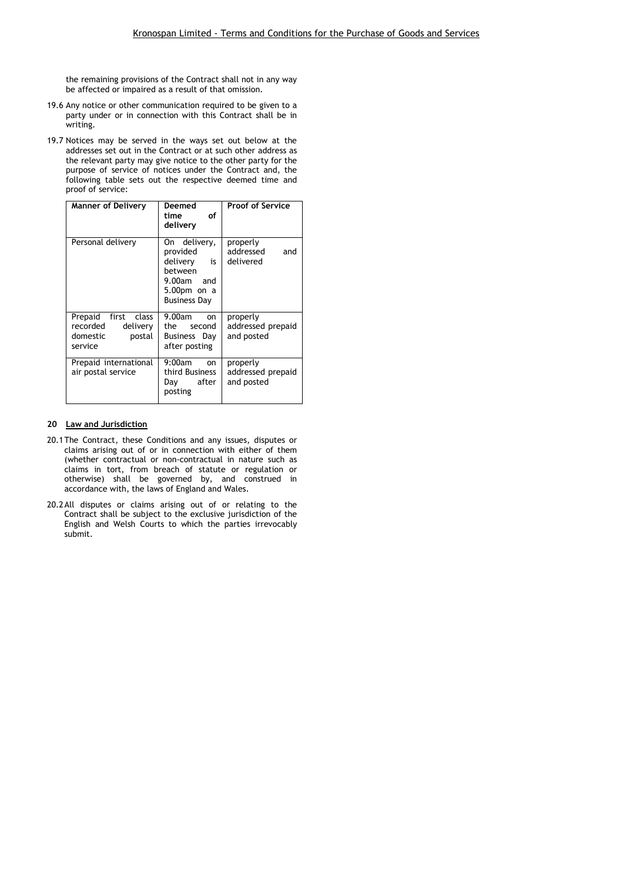the remaining provisions of the Contract shall not in any way be affected or impaired as a result of that omission.

19.6 Any notice or other communication required to be given to a party under or in connection with this Contract shall be in writing.

19.7 Notices may be served in the ways set out below at the addresses set out in the Contract or at such other address as the relevant party may give notice to the other party for the purpose of service of notices under the Contract and, the following table sets out the respective deemed time and proof of service:

| Manner of Delivery | Deemed time of delivery | Proof of Service |
|---|---|---|
| Personal delivery | On delivery, provided delivery is between 9.00am and 5.00pm on a Business Day | properly addressed and delivered |
| Prepaid first class recorded delivery domestic postal service | 9.00am on the second Business Day after posting | properly addressed prepaid and posted |
| Prepaid international air postal service | 9:00am on third Business Day after posting | properly addressed prepaid and posted |

## 20 Law and Jurisdiction

20.1 The Contract, these Conditions and any issues, disputes or claims arising out of or in connection with either of them (whether contractual or non-contractual in nature such as claims in tort, from breach of statute or regulation or otherwise) shall be governed by, and construed in accordance with, the laws of England and Wales.

20.2 All disputes or claims arising out of or relating to the Contract shall be subject to the exclusive jurisdiction of the English and Welsh Courts to which the parties irrevocably submit.